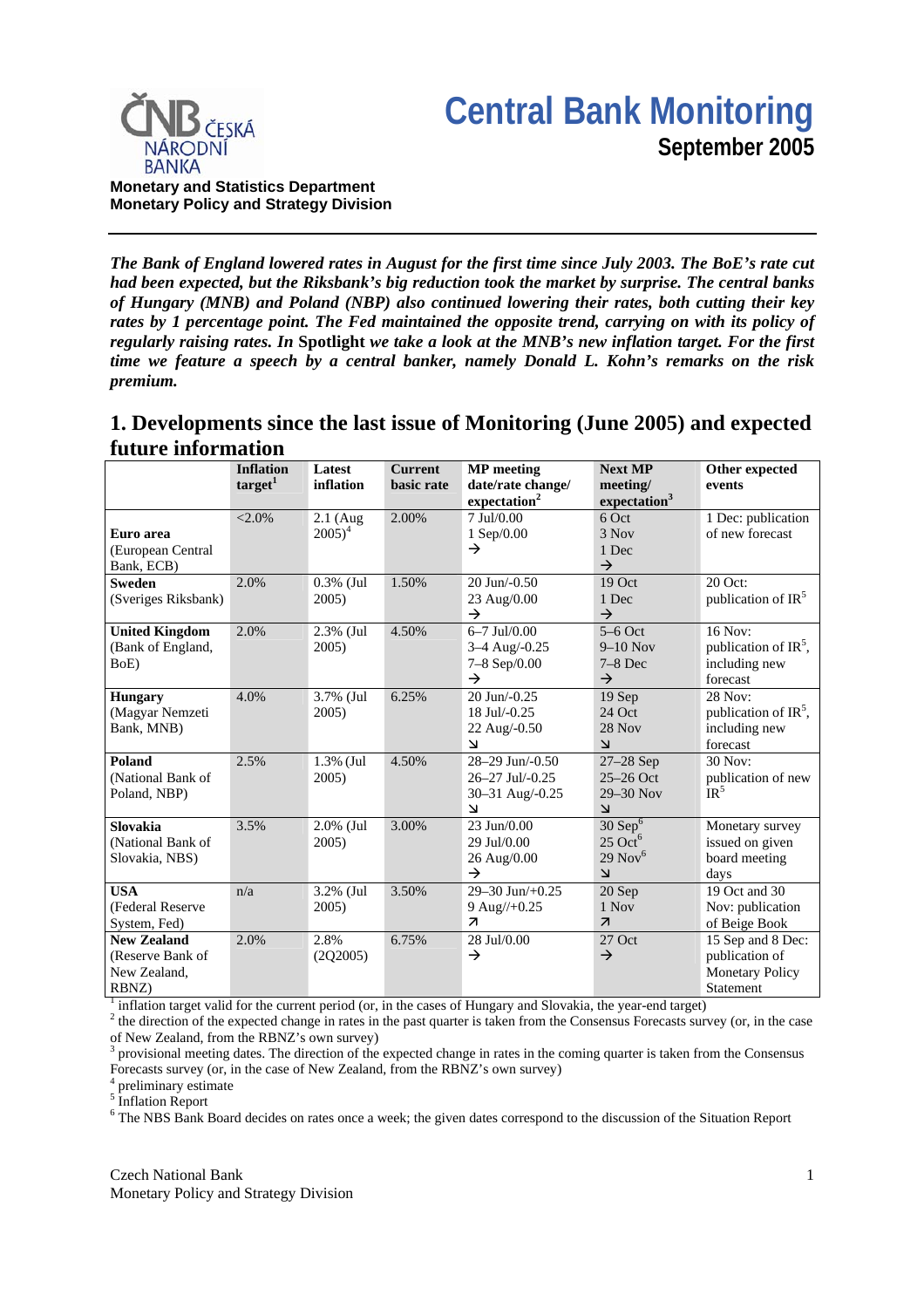Monetary and Statistics Department
Monetary Policy and Strategy Division

# Central Bank Monitoring
## September 2005

***The Bank of England lowered rates in August for the first time since July 2003. The BoE's rate cut had been expected, but the Riksbank's big reduction took the market by surprise. The central banks of Hungary (MNB) and Poland (NBP) also continued lowering their rates, both cutting their key rates by 1 percentage point. The Fed maintained the opposite trend, carrying on with its policy of regularly raising rates. In* Spotlight *we take a look at the MNB's new inflation target. For the first time we feature a speech by a central banker, namely Donald L. Kohn's remarks on the risk premium.***

## 1. Developments since the last issue of Monitoring (June 2005) and expected future information

| | Inflation target[1] | Latest inflation | Current basic rate | MP meeting date/rate change/ expectation[2] | Next MP meeting/ expectation[3] | Other expected events |
|---|---|---|---|---|---|---|
| **Euro area** (European Central Bank, ECB) | <2.0% | 2.1 (Aug 2005)[4] | 2.00% | 7 Jul/0.00<br>1 Sep/0.00<br>→ | 6 Oct<br>3 Nov<br>1 Dec<br>→ | 1 Dec: publication of new forecast |
| **Sweden** (Sveriges Riksbank) | 2.0% | 0.3% (Jul 2005) | 1.50% | 20 Jun/-0.50<br>23 Aug/0.00<br>→ | 19 Oct<br>1 Dec<br>→ | 20 Oct: publication of IR[5] |
| **United Kingdom** (Bank of England, BoE) | 2.0% | 2.3% (Jul 2005) | 4.50% | 6–7 Jul/0.00<br>3–4 Aug/-0.25<br>7–8 Sep/0.00<br>→ | 5–6 Oct<br>9–10 Nov<br>7–8 Dec<br>→ | 16 Nov: publication of IR[5], including new forecast |
| **Hungary** (Magyar Nemzeti Bank, MNB) | 4.0% | 3.7% (Jul 2005) | 6.25% | 20 Jun/-0.25<br>18 Jul/-0.25<br>22 Aug/-0.50<br>↘ | 19 Sep<br>24 Oct<br>28 Nov<br>↘ | 28 Nov: publication of IR[5], including new forecast |
| **Poland** (National Bank of Poland, NBP) | 2.5% | 1.3% (Jul 2005) | 4.50% | 28–29 Jun/-0.50<br>26–27 Jul/-0.25<br>30–31 Aug/-0.25<br>↘ | 27–28 Sep<br>25–26 Oct<br>29–30 Nov<br>↘ | 30 Nov: publication of new IR[5] |
| **Slovakia** (National Bank of Slovakia, NBS) | 3.5% | 2.0% (Jul 2005) | 3.00% | 23 Jun/0.00<br>29 Jul/0.00<br>26 Aug/0.00<br>→ | 30 Sep[6]<br>25 Oct[6]<br>29 Nov[6]<br>↘ | Monetary survey issued on given board meeting days |
| **USA** (Federal Reserve System, Fed) | n/a | 3.2% (Jul 2005) | 3.50% | 29–30 Jun/+0.25<br>9 Aug//+0.25<br>↗ | 20 Sep<br>1 Nov<br>↗ | 19 Oct and 30 Nov: publication of Beige Book |
| **New Zealand** (Reserve Bank of New Zealand, RBNZ) | 2.0% | 2.8% (2Q2005) | 6.75% | 28 Jul/0.00<br>→ | 27 Oct<br>→ | 15 Sep and 8 Dec: publication of Monetary Policy Statement |

[1] inflation target valid for the current period (or, in the cases of Hungary and Slovakia, the year-end target)
[2] the direction of the expected change in rates in the past quarter is taken from the Consensus Forecasts survey (or, in the case of New Zealand, from the RBNZ's own survey)
[3] provisional meeting dates. The direction of the expected change in rates in the coming quarter is taken from the Consensus Forecasts survey (or, in the case of New Zealand, from the RBNZ's own survey)
[4] preliminary estimate
[5] Inflation Report
[6] The NBS Bank Board decides on rates once a week; the given dates correspond to the discussion of the Situation Report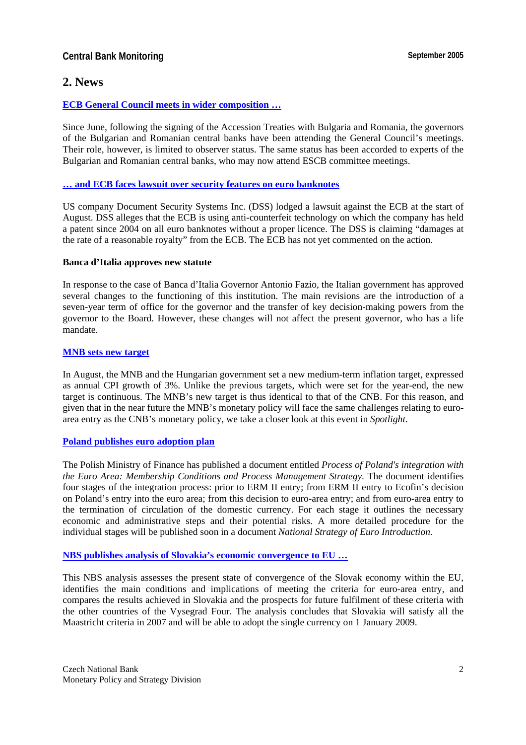## 2. News

### ECB General Council meets in wider composition …

Since June, following the signing of the Accession Treaties with Bulgaria and Romania, the governors of the Bulgarian and Romanian central banks have been attending the General Council's meetings. Their role, however, is limited to observer status. The same status has been accorded to experts of the Bulgarian and Romanian central banks, who may now attend ESCB committee meetings.

### … and ECB faces lawsuit over security features on euro banknotes

US company Document Security Systems Inc. (DSS) lodged a lawsuit against the ECB at the start of August. DSS alleges that the ECB is using anti-counterfeit technology on which the company has held a patent since 2004 on all euro banknotes without a proper licence. The DSS is claiming "damages at the rate of a reasonable royalty" from the ECB. The ECB has not yet commented on the action.

### Banca d'Italia approves new statute

In response to the case of Banca d'Italia Governor Antonio Fazio, the Italian government has approved several changes to the functioning of this institution. The main revisions are the introduction of a seven-year term of office for the governor and the transfer of key decision-making powers from the governor to the Board. However, these changes will not affect the present governor, who has a life mandate.

### MNB sets new target

In August, the MNB and the Hungarian government set a new medium-term inflation target, expressed as annual CPI growth of 3%. Unlike the previous targets, which were set for the year-end, the new target is continuous. The MNB's new target is thus identical to that of the CNB. For this reason, and given that in the near future the MNB's monetary policy will face the same challenges relating to euro-area entry as the CNB's monetary policy, we take a closer look at this event in *Spotlight.*

### Poland publishes euro adoption plan

The Polish Ministry of Finance has published a document entitled *Process of Poland's integration with the Euro Area: Membership Conditions and Process Management Strategy*. The document identifies four stages of the integration process: prior to ERM II entry; from ERM II entry to Ecofin's decision on Poland's entry into the euro area; from this decision to euro-area entry; and from euro-area entry to the termination of circulation of the domestic currency. For each stage it outlines the necessary economic and administrative steps and their potential risks. A more detailed procedure for the individual stages will be published soon in a document *National Strategy of Euro Introduction.*

### NBS publishes analysis of Slovakia's economic convergence to EU …

This NBS analysis assesses the present state of convergence of the Slovak economy within the EU, identifies the main conditions and implications of meeting the criteria for euro-area entry, and compares the results achieved in Slovakia and the prospects for future fulfilment of these criteria with the other countries of the Vysegrad Four. The analysis concludes that Slovakia will satisfy all the Maastricht criteria in 2007 and will be able to adopt the single currency on 1 January 2009.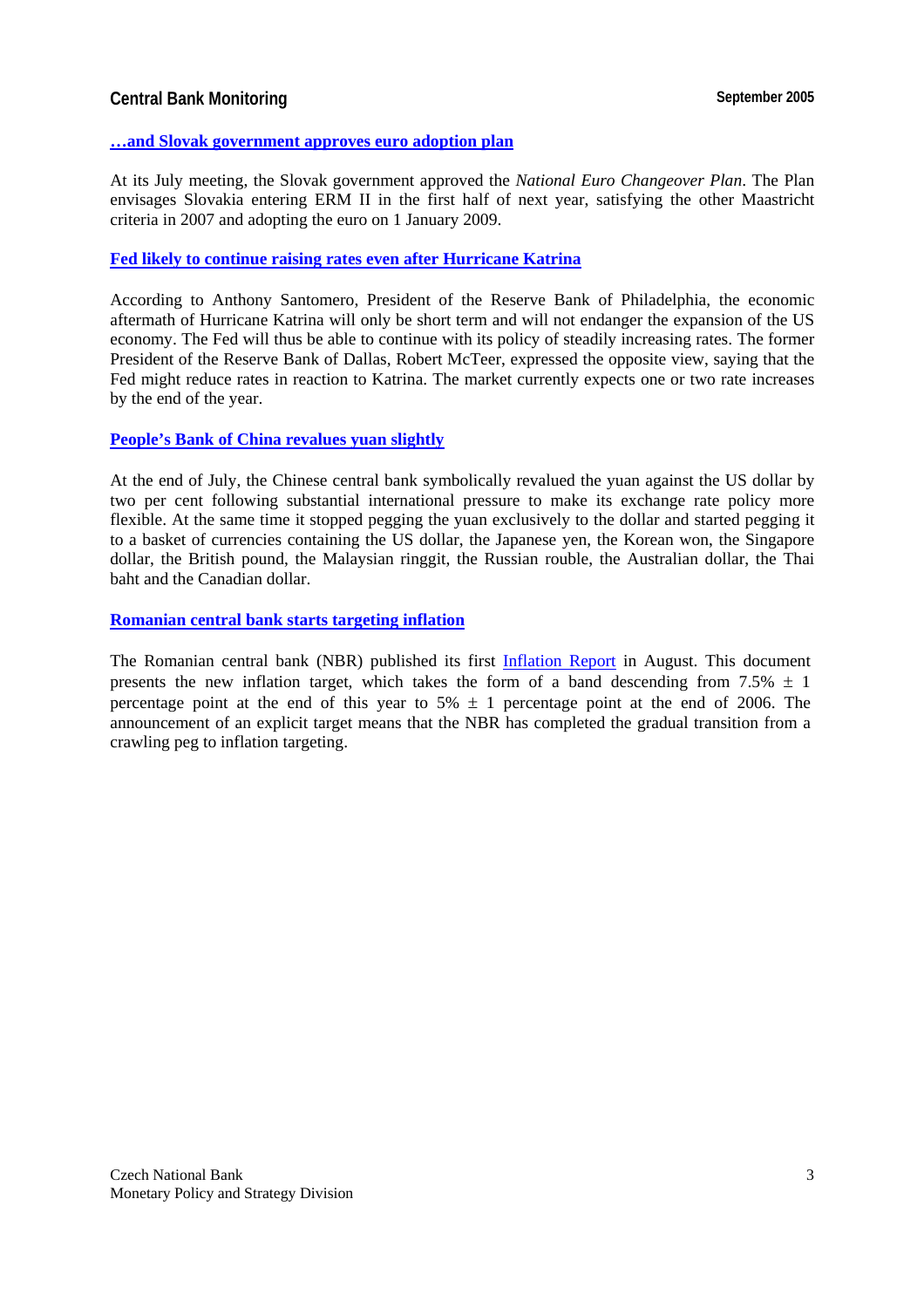### …and Slovak government approves euro adoption plan

At its July meeting, the Slovak government approved the *National Euro Changeover Plan*. The Plan envisages Slovakia entering ERM II in the first half of next year, satisfying the other Maastricht criteria in 2007 and adopting the euro on 1 January 2009.

### Fed likely to continue raising rates even after Hurricane Katrina

According to Anthony Santomero, President of the Reserve Bank of Philadelphia, the economic aftermath of Hurricane Katrina will only be short term and will not endanger the expansion of the US economy. The Fed will thus be able to continue with its policy of steadily increasing rates. The former President of the Reserve Bank of Dallas, Robert McTeer, expressed the opposite view, saying that the Fed might reduce rates in reaction to Katrina. The market currently expects one or two rate increases by the end of the year.

### People's Bank of China revalues yuan slightly

At the end of July, the Chinese central bank symbolically revalued the yuan against the US dollar by two per cent following substantial international pressure to make its exchange rate policy more flexible. At the same time it stopped pegging the yuan exclusively to the dollar and started pegging it to a basket of currencies containing the US dollar, the Japanese yen, the Korean won, the Singapore dollar, the British pound, the Malaysian ringgit, the Russian rouble, the Australian dollar, the Thai baht and the Canadian dollar.

### Romanian central bank starts targeting inflation

The Romanian central bank (NBR) published its first Inflation Report in August. This document presents the new inflation target, which takes the form of a band descending from 7.5% ± 1 percentage point at the end of this year to 5% ± 1 percentage point at the end of 2006. The announcement of an explicit target means that the NBR has completed the gradual transition from a crawling peg to inflation targeting.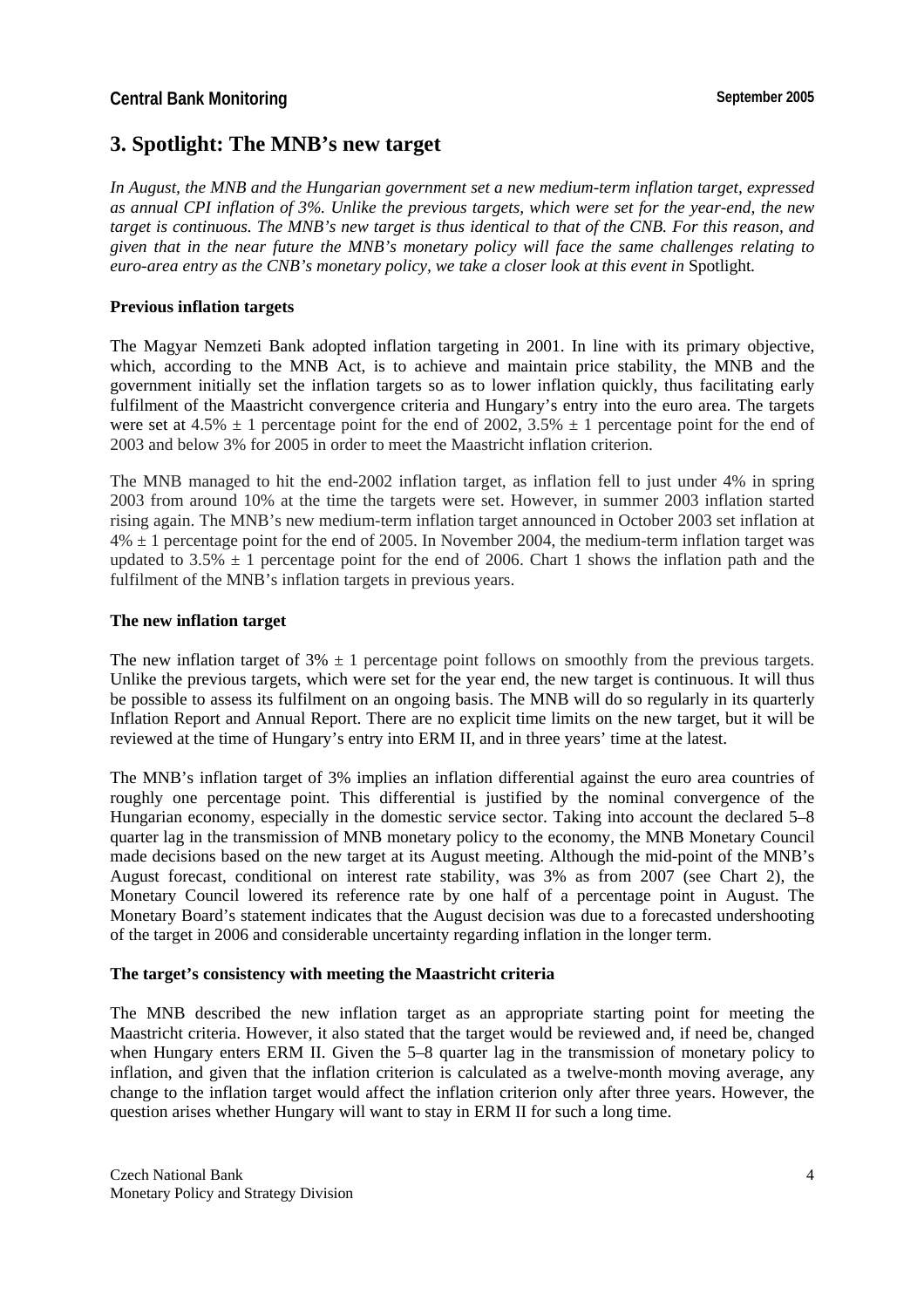## 3. Spotlight: The MNB's new target

*In August, the MNB and the Hungarian government set a new medium-term inflation target, expressed as annual CPI inflation of 3%. Unlike the previous targets, which were set for the year-end, the new target is continuous. The MNB's new target is thus identical to that of the CNB. For this reason, and given that in the near future the MNB's monetary policy will face the same challenges relating to euro-area entry as the CNB's monetary policy, we take a closer look at this event in* Spotlight*.*

**Previous inflation targets**

The Magyar Nemzeti Bank adopted inflation targeting in 2001. In line with its primary objective, which, according to the MNB Act, is to achieve and maintain price stability, the MNB and the government initially set the inflation targets so as to lower inflation quickly, thus facilitating early fulfilment of the Maastricht convergence criteria and Hungary's entry into the euro area. The targets were set at 4.5% ± 1 percentage point for the end of 2002, 3.5% ± 1 percentage point for the end of 2003 and below 3% for 2005 in order to meet the Maastricht inflation criterion.

The MNB managed to hit the end-2002 inflation target, as inflation fell to just under 4% in spring 2003 from around 10% at the time the targets were set. However, in summer 2003 inflation started rising again. The MNB's new medium-term inflation target announced in October 2003 set inflation at 4% ± 1 percentage point for the end of 2005. In November 2004, the medium-term inflation target was updated to 3.5% ± 1 percentage point for the end of 2006. Chart 1 shows the inflation path and the fulfilment of the MNB's inflation targets in previous years.

**The new inflation target**

The new inflation target of 3% ± 1 percentage point follows on smoothly from the previous targets. Unlike the previous targets, which were set for the year end, the new target is continuous. It will thus be possible to assess its fulfilment on an ongoing basis. The MNB will do so regularly in its quarterly Inflation Report and Annual Report. There are no explicit time limits on the new target, but it will be reviewed at the time of Hungary's entry into ERM II, and in three years' time at the latest.

The MNB's inflation target of 3% implies an inflation differential against the euro area countries of roughly one percentage point. This differential is justified by the nominal convergence of the Hungarian economy, especially in the domestic service sector. Taking into account the declared 5–8 quarter lag in the transmission of MNB monetary policy to the economy, the MNB Monetary Council made decisions based on the new target at its August meeting. Although the mid-point of the MNB's August forecast, conditional on interest rate stability, was 3% as from 2007 (see Chart 2), the Monetary Council lowered its reference rate by one half of a percentage point in August. The Monetary Board's statement indicates that the August decision was due to a forecasted undershooting of the target in 2006 and considerable uncertainty regarding inflation in the longer term.

**The target's consistency with meeting the Maastricht criteria**

The MNB described the new inflation target as an appropriate starting point for meeting the Maastricht criteria. However, it also stated that the target would be reviewed and, if need be, changed when Hungary enters ERM II. Given the 5–8 quarter lag in the transmission of monetary policy to inflation, and given that the inflation criterion is calculated as a twelve-month moving average, any change to the inflation target would affect the inflation criterion only after three years. However, the question arises whether Hungary will want to stay in ERM II for such a long time.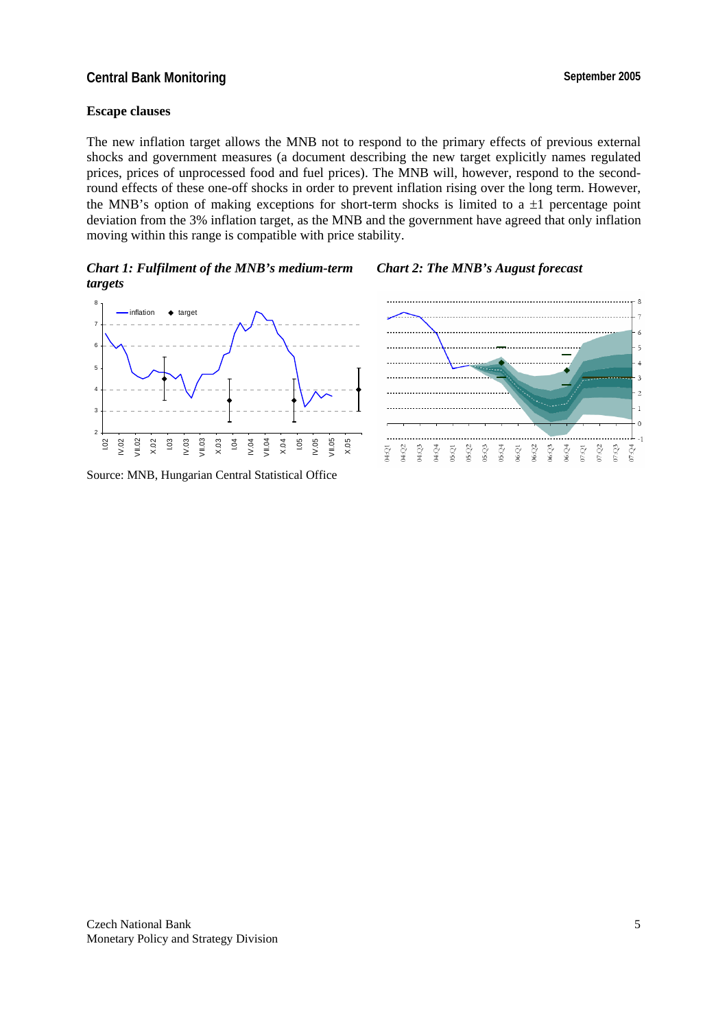### Escape clauses

The new inflation target allows the MNB not to respond to the primary effects of previous external shocks and government measures (a document describing the new target explicitly names regulated prices, prices of unprocessed food and fuel prices). The MNB will, however, respond to the second-round effects of these one-off shocks in order to prevent inflation rising over the long term. However, the MNB's option of making exceptions for short-term shocks is limited to a ±1 percentage point deviation from the 3% inflation target, as the MNB and the government have agreed that only inflation moving within this range is compatible with price stability.

***Chart 1: Fulfilment of the MNB's medium-term targets***

***Chart 2: The MNB's August forecast***

Source: MNB, Hungarian Central Statistical Office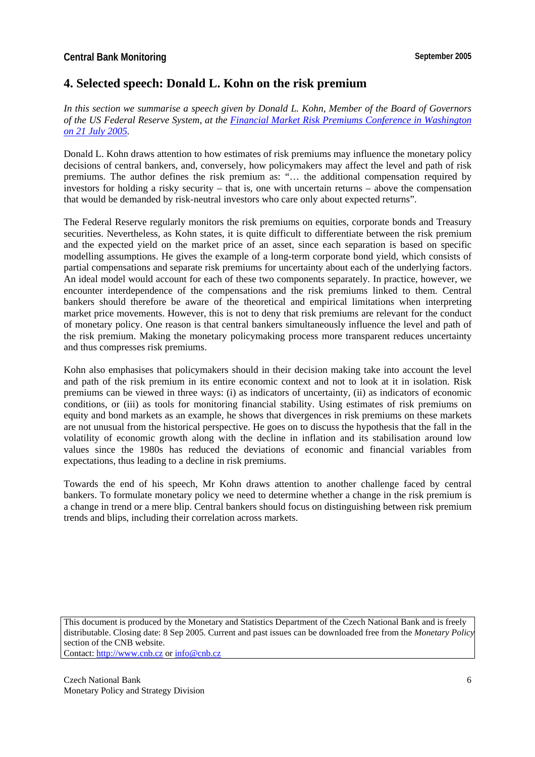## 4. Selected speech: Donald L. Kohn on the risk premium

*In this section we summarise a speech given by Donald L. Kohn, Member of the Board of Governors of the US Federal Reserve System, at the [Financial Market Risk Premiums Conference in Washington on 21 July 2005](#).*

Donald L. Kohn draws attention to how estimates of risk premiums may influence the monetary policy decisions of central bankers, and, conversely, how policymakers may affect the level and path of risk premiums. The author defines the risk premium as: "… the additional compensation required by investors for holding a risky security – that is, one with uncertain returns – above the compensation that would be demanded by risk-neutral investors who care only about expected returns".

The Federal Reserve regularly monitors the risk premiums on equities, corporate bonds and Treasury securities. Nevertheless, as Kohn states, it is quite difficult to differentiate between the risk premium and the expected yield on the market price of an asset, since each separation is based on specific modelling assumptions. He gives the example of a long-term corporate bond yield, which consists of partial compensations and separate risk premiums for uncertainty about each of the underlying factors. An ideal model would account for each of these two components separately. In practice, however, we encounter interdependence of the compensations and the risk premiums linked to them. Central bankers should therefore be aware of the theoretical and empirical limitations when interpreting market price movements. However, this is not to deny that risk premiums are relevant for the conduct of monetary policy. One reason is that central bankers simultaneously influence the level and path of the risk premium. Making the monetary policymaking process more transparent reduces uncertainty and thus compresses risk premiums.

Kohn also emphasises that policymakers should in their decision making take into account the level and path of the risk premium in its entire economic context and not to look at it in isolation. Risk premiums can be viewed in three ways: (i) as indicators of uncertainty, (ii) as indicators of economic conditions, or (iii) as tools for monitoring financial stability. Using estimates of risk premiums on equity and bond markets as an example, he shows that divergences in risk premiums on these markets are not unusual from the historical perspective. He goes on to discuss the hypothesis that the fall in the volatility of economic growth along with the decline in inflation and its stabilisation around low values since the 1980s has reduced the deviations of economic and financial variables from expectations, thus leading to a decline in risk premiums.

Towards the end of his speech, Mr Kohn draws attention to another challenge faced by central bankers. To formulate monetary policy we need to determine whether a change in the risk premium is a change in trend or a mere blip. Central bankers should focus on distinguishing between risk premium trends and blips, including their correlation across markets.

This document is produced by the Monetary and Statistics Department of the Czech National Bank and is freely distributable. Closing date: 8 Sep 2005. Current and past issues can be downloaded free from the *Monetary Policy* section of the CNB website.
Contact: [http://www.cnb.cz](http://www.cnb.cz) or [info@cnb.cz](mailto:info@cnb.cz)